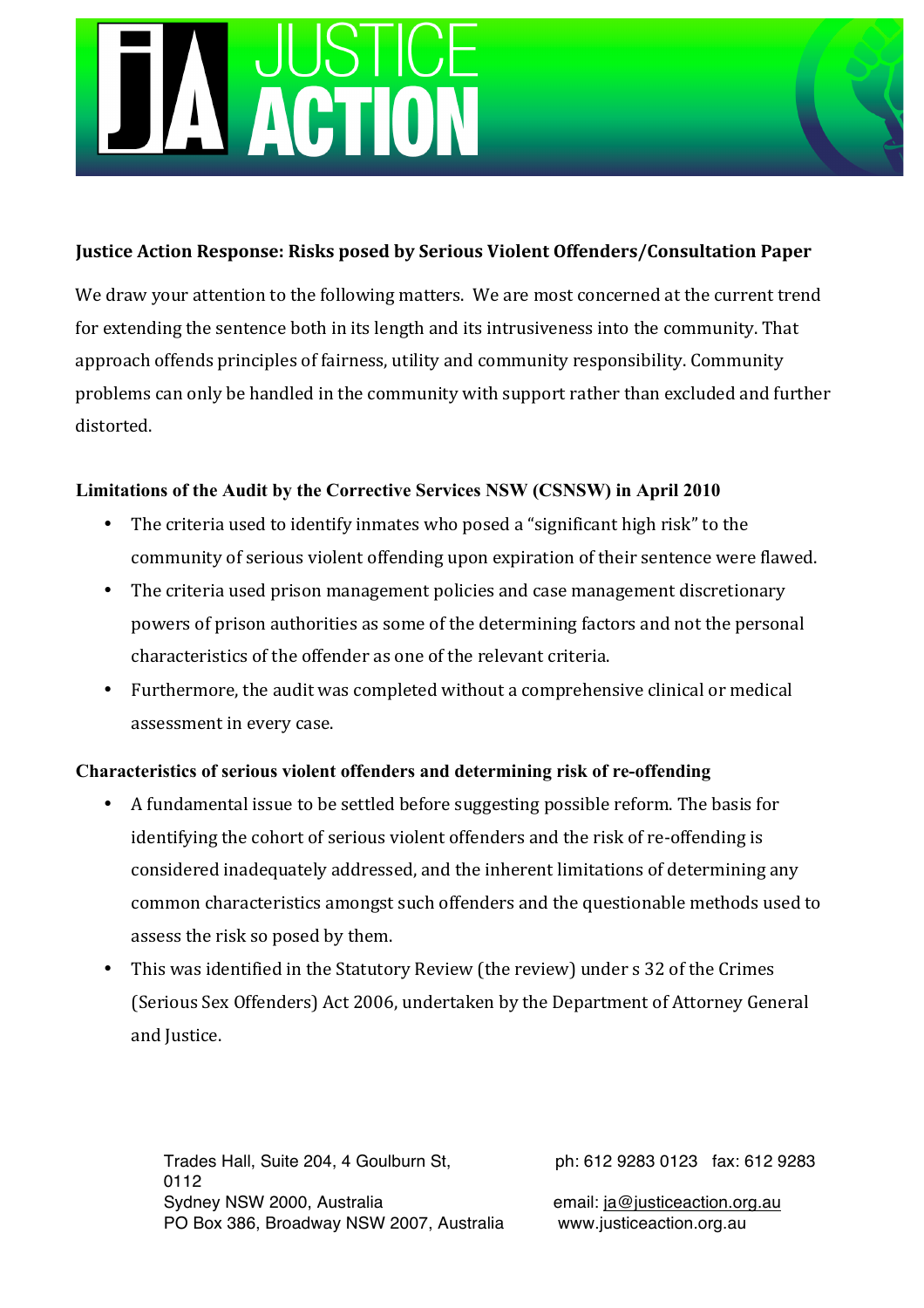**Justice Action Response: Risks posed by Serious Violent Offenders/Consultation Paper**

We draw your attention to the following matters. We are most concerned at the current trend for extending the sentence both in its length and its intrusiveness into the community. That approach offends principles of fairness, utility and community responsibility. Community problems can only be handled in the community with support rather than excluded and further distorted.

**Limitations of the Audit by the Corrective Services NSW (CSNSW) in April 2010**

- The criteria used to identify inmates who posed a "significant high risk" to the community of serious violent offending upon expiration of their sentence were flawed.
- The criteria used prison management policies and case management discretionary powers of prison authorities as some of the determining factors and not the personal characteristics of the offender as one of the relevant criteria.
- Furthermore, the audit was completed without a comprehensive clinical or medical assessment in every case.

**Characteristics of serious violent offenders and determining risk of re-offending**

- A fundamental issue to be settled before suggesting possible reform. The basis for identifying the cohort of serious violent offenders and the risk of re-offending is considered inadequately addressed, and the inherent limitations of determining any common characteristics amongst such offenders and the questionable methods used to assess the risk so posed by them.
- This was identified in the Statutory Review (the review) under s 32 of the Crimes (Serious Sex Offenders) Act 2006, undertaken by the Department of Attorney General and Justice.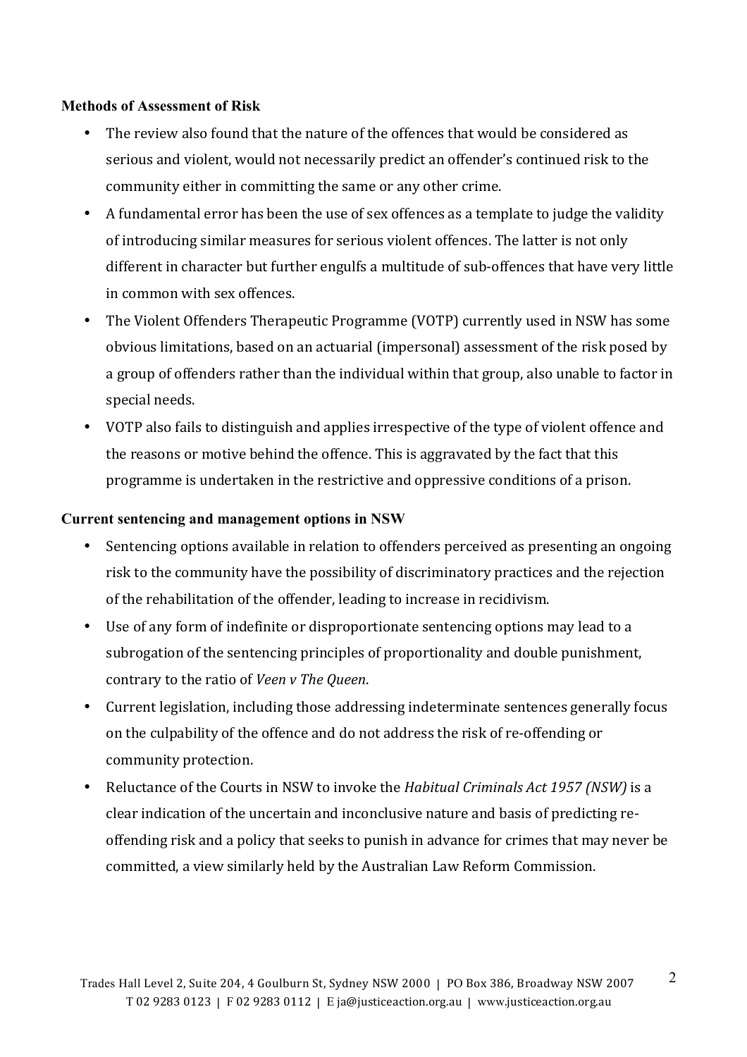**Methods of Assessment of Risk**

- The review also found that the nature of the offences that would be considered as serious and violent, would not necessarily predict an offender's continued risk to the community either in committing the same or any other crime.
- A fundamental error has been the use of sex offences as a template to judge the validity of introducing similar measures for serious violent offences. The latter is not only different in character but further engulfs a multitude of sub-offences that have very little in common with sex offences.
- The Violent Offenders Therapeutic Programme (VOTP) currently used in NSW has some obvious limitations, based on an actuarial (impersonal) assessment of the risk posed by a group of offenders rather than the individual within that group, also unable to factor in special needs.
- VOTP also fails to distinguish and applies irrespective of the type of violent offence and the reasons or motive behind the offence. This is aggravated by the fact that this programme is undertaken in the restrictive and oppressive conditions of a prison.

**Current sentencing and management options in NSW**

- Sentencing options available in relation to offenders perceived as presenting an ongoing risk to the community have the possibility of discriminatory practices and the rejection of the rehabilitation of the offender, leading to increase in recidivism.
- Use of any form of indefinite or disproportionate sentencing options may lead to a subrogation of the sentencing principles of proportionality and double punishment, contrary to the ratio of *Veen v The Queen*.
- Current legislation, including those addressing indeterminate sentences generally focus on the culpability of the offence and do not address the risk of re-offending or community protection.
- Reluctance of the Courts in NSW to invoke the *Habitual Criminals Act 1957 (NSW)* is a clear indication of the uncertain and inconclusive nature and basis of predicting re-offending risk and a policy that seeks to punish in advance for crimes that may never be committed, a view similarly held by the Australian Law Reform Commission.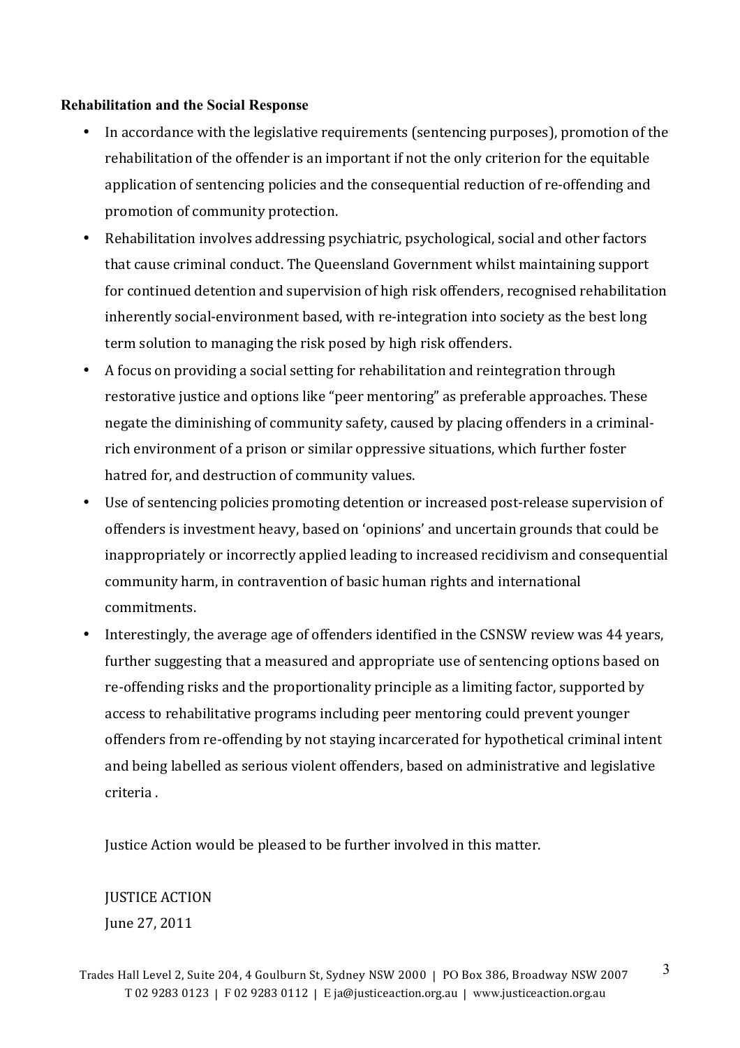**Rehabilitation and the Social Response**

- In accordance with the legislative requirements (sentencing purposes), promotion of the rehabilitation of the offender is an important if not the only criterion for the equitable application of sentencing policies and the consequential reduction of re-offending and promotion of community protection.
- Rehabilitation involves addressing psychiatric, psychological, social and other factors that cause criminal conduct. The Queensland Government whilst maintaining support for continued detention and supervision of high risk offenders, recognised rehabilitation inherently social-environment based, with re-integration into society as the best long term solution to managing the risk posed by high risk offenders.
- A focus on providing a social setting for rehabilitation and reintegration through restorative justice and options like "peer mentoring" as preferable approaches. These negate the diminishing of community safety, caused by placing offenders in a criminal-rich environment of a prison or similar oppressive situations, which further foster hatred for, and destruction of community values.
- Use of sentencing policies promoting detention or increased post-release supervision of offenders is investment heavy, based on 'opinions' and uncertain grounds that could be inappropriately or incorrectly applied leading to increased recidivism and consequential community harm, in contravention of basic human rights and international commitments.
- Interestingly, the average age of offenders identified in the CSNSW review was 44 years, further suggesting that a measured and appropriate use of sentencing options based on re-offending risks and the proportionality principle as a limiting factor, supported by access to rehabilitative programs including peer mentoring could prevent younger offenders from re-offending by not staying incarcerated for hypothetical criminal intent and being labelled as serious violent offenders, based on administrative and legislative criteria .

Justice Action would be pleased to be further involved in this matter.

JUSTICE ACTION
June 27, 2011

Trades Hall Level 2, Suite 204, 4 Goulburn St, Sydney NSW 2000 | PO Box 386, Broadway NSW 2007
T 02 9283 0123 | F 02 9283 0112 | E ja@justiceaction.org.au | www.justiceaction.org.au